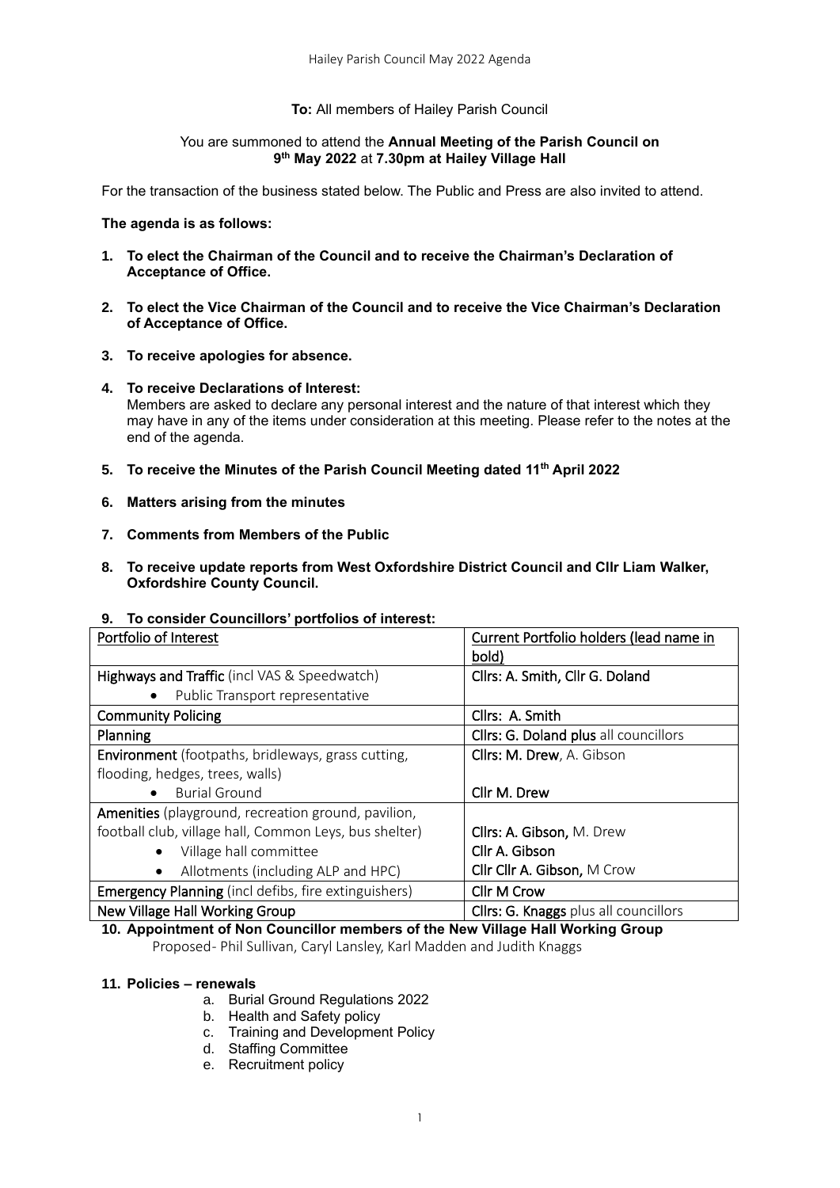**To:** All members of Hailey Parish Council

You are summoned to attend the **Annual Meeting of the Parish Council on 9th May 2022** at **7.30pm at Hailey Village Hall**

For the transaction of the business stated below. The Public and Press are also invited to attend.

**The agenda is as follows:**

1. **To elect the Chairman of the Council and to receive the Chairman's Declaration of Acceptance of Office.**

2. **To elect the Vice Chairman of the Council and to receive the Vice Chairman's Declaration of Acceptance of Office.**

3. **To receive apologies for absence.**

4. **To receive Declarations of Interest:**
   Members are asked to declare any personal interest and the nature of that interest which they may have in any of the items under consideration at this meeting. Please refer to the notes at the end of the agenda.

5. **To receive the Minutes of the Parish Council Meeting dated 11th April 2022**

6. **Matters arising from the minutes**

7. **Comments from Members of the Public**

8. **To receive update reports from West Oxfordshire District Council and Cllr Liam Walker, Oxfordshire County Council.**

9. **To consider Councillors' portfolios of interest:**

| Portfolio of Interest | Current Portfolio holders (lead name in bold) |
|---|---|
| **Highways and Traffic** (incl VAS & Speedwatch)<br>• Public Transport representative | Cllrs: A. Smith, Cllr G. Doland |
| **Community Policing** | Cllrs: A. Smith |
| **Planning** | **Cllrs: G. Doland plus** all councillors |
| **Environment** (footpaths, bridleways, grass cutting, flooding, hedges, trees, walls)<br>• Burial Ground | **Cllrs: M. Drew**, A. Gibson<br>**Cllr M. Drew** |
| **Amenities** (playground, recreation ground, pavilion, football club, village hall, Common Leys, bus shelter)<br>• Village hall committee<br>• Allotments (including ALP and HPC) | **Cllrs: A. Gibson,** M. Drew<br>**Cllr A. Gibson**<br>**Cllr Cllr A. Gibson,** M Crow |
| **Emergency Planning** (incl defibs, fire extinguishers) | **Cllr M Crow** |
| **New Village Hall Working Group** | **Cllrs: G. Knaggs** plus all councillors |

10. **Appointment of Non Councillor members of the New Village Hall Working Group**
    Proposed- Phil Sullivan, Caryl Lansley, Karl Madden and Judith Knaggs

11. **Policies – renewals**
    a. Burial Ground Regulations 2022
    b. Health and Safety policy
    c. Training and Development Policy
    d. Staffing Committee
    e. Recruitment policy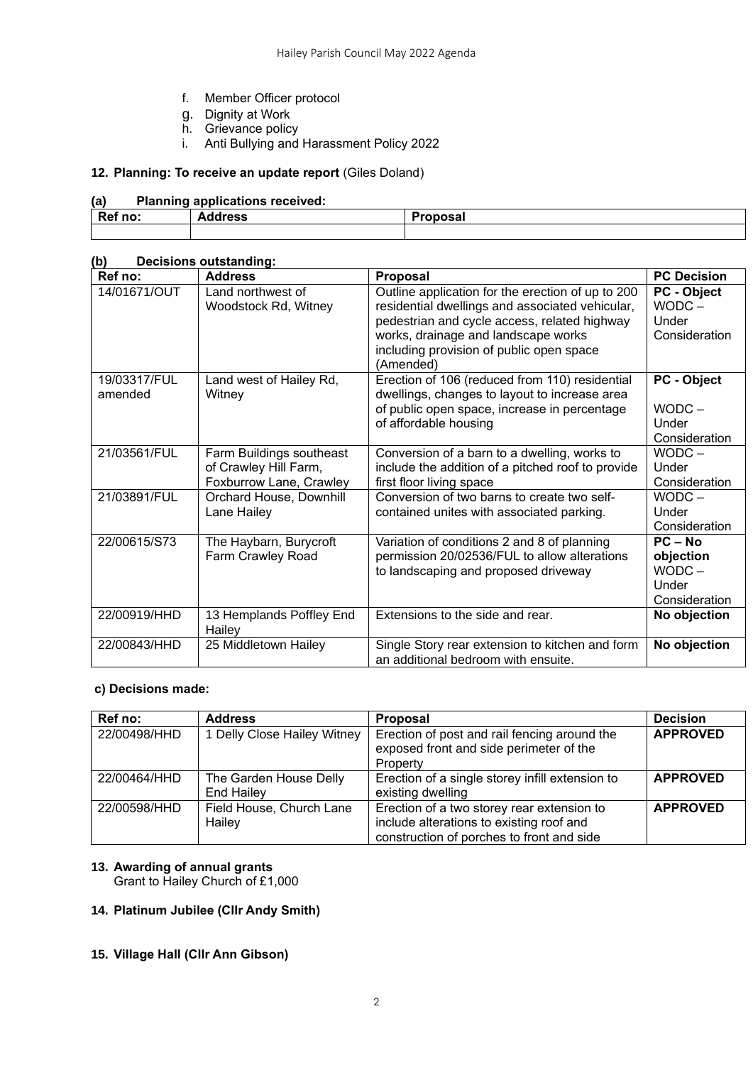f. Member Officer protocol
g. Dignity at Work
h. Grievance policy
i. Anti Bullying and Harassment Policy 2022

**12. Planning: To receive an update report** (Giles Doland)

**(a) Planning applications received:**

| Ref no: | Address | Proposal |
|---|---|---|
| | | |

**(b) Decisions outstanding:**

| Ref no: | Address | Proposal | PC Decision |
|---|---|---|---|
| 14/01671/OUT | Land northwest of Woodstock Rd, Witney | Outline application for the erection of up to 200 residential dwellings and associated vehicular, pedestrian and cycle access, related highway works, drainage and landscape works including provision of public open space (Amended) | **PC - Object** WODC – Under Consideration |
| 19/03317/FUL amended | Land west of Hailey Rd, Witney | Erection of 106 (reduced from 110) residential dwellings, changes to layout to increase area of public open space, increase in percentage of affordable housing | **PC - Object** WODC – Under Consideration |
| 21/03561/FUL | Farm Buildings southeast of Crawley Hill Farm, Foxburrow Lane, Crawley | Conversion of a barn to a dwelling, works to include the addition of a pitched roof to provide first floor living space | WODC – Under Consideration |
| 21/03891/FUL | Orchard House, Downhill Lane Hailey | Conversion of two barns to create two self-contained unites with associated parking. | WODC – Under Consideration |
| 22/00615/S73 | The Haybarn, Burycroft Farm Crawley Road | Variation of conditions 2 and 8 of planning permission 20/02536/FUL to allow alterations to landscaping and proposed driveway | **PC – No objection** WODC – Under Consideration |
| 22/00919/HHD | 13 Hemplands Poffley End Hailey | Extensions to the side and rear. | **No objection** |
| 22/00843/HHD | 25 Middletown Hailey | Single Story rear extension to kitchen and form an additional bedroom with ensuite. | **No objection** |

**c) Decisions made:**

| Ref no: | Address | Proposal | Decision |
|---|---|---|---|
| 22/00498/HHD | 1 Delly Close Hailey Witney | Erection of post and rail fencing around the exposed front and side perimeter of the Property | **APPROVED** |
| 22/00464/HHD | The Garden House Delly End Hailey | Erection of a single storey infill extension to existing dwelling | **APPROVED** |
| 22/00598/HHD | Field House, Church Lane Hailey | Erection of a two storey rear extension to include alterations to existing roof and construction of porches to front and side | **APPROVED** |

**13. Awarding of annual grants**
Grant to Hailey Church of £1,000

**14. Platinum Jubilee (Cllr Andy Smith)**

**15. Village Hall (Cllr Ann Gibson)**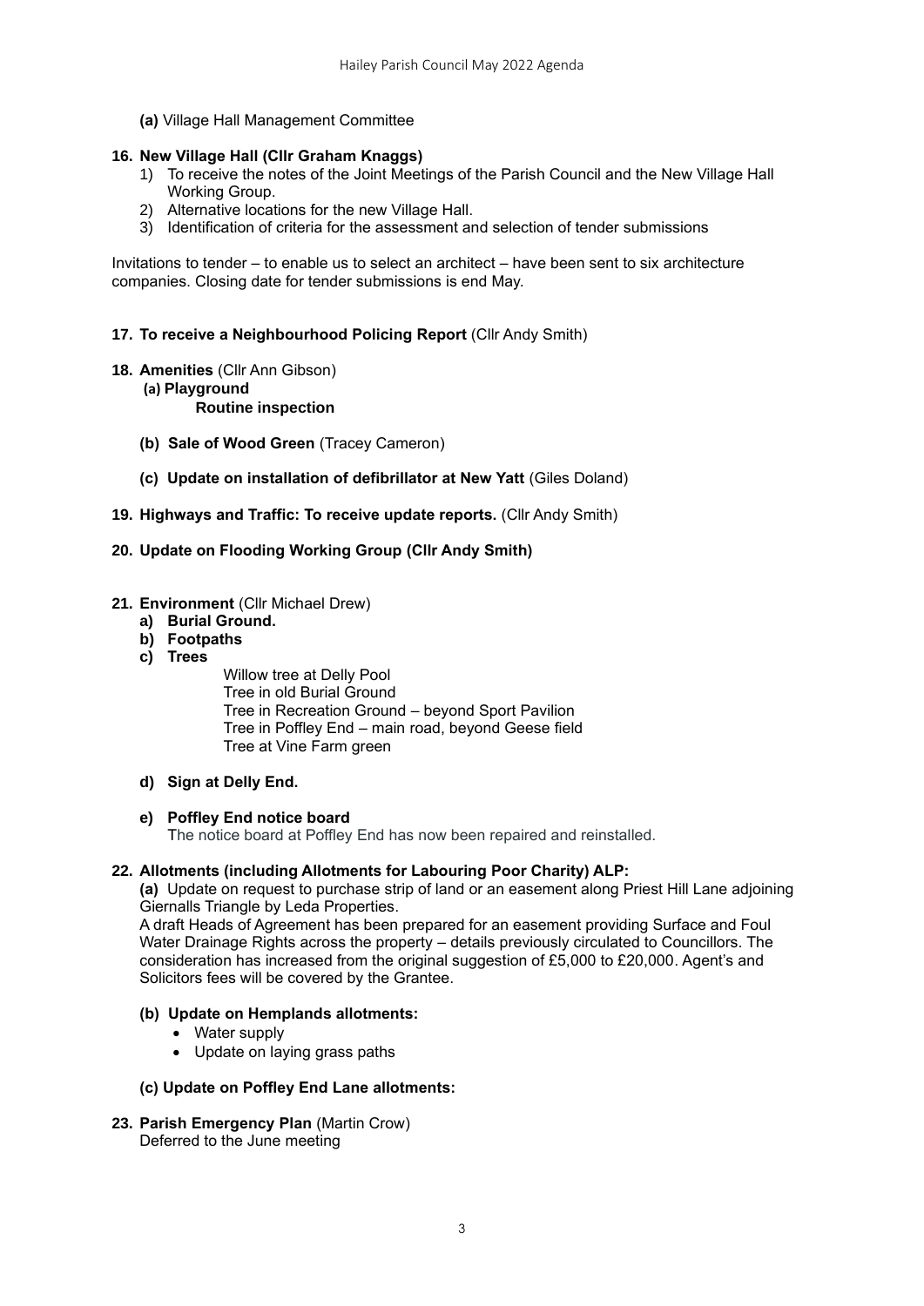**(a)** Village Hall Management Committee

**16. New Village Hall (Cllr Graham Knaggs)**

1) To receive the notes of the Joint Meetings of the Parish Council and the New Village Hall Working Group.
2) Alternative locations for the new Village Hall.
3) Identification of criteria for the assessment and selection of tender submissions

Invitations to tender – to enable us to select an architect – have been sent to six architecture companies. Closing date for tender submissions is end May.

**17. To receive a Neighbourhood Policing Report** (Cllr Andy Smith)

**18. Amenities** (Cllr Ann Gibson)

**(a) Playground**

**Routine inspection**

**(b) Sale of Wood Green** (Tracey Cameron)

**(c) Update on installation of defibrillator at New Yatt** (Giles Doland)

**19. Highways and Traffic: To receive update reports.** (Cllr Andy Smith)

**20. Update on Flooding Working Group (Cllr Andy Smith)**

**21. Environment** (Cllr Michael Drew)

**a) Burial Ground.**

**b) Footpaths**

**c) Trees**

Willow tree at Delly Pool
Tree in old Burial Ground
Tree in Recreation Ground – beyond Sport Pavilion
Tree in Poffley End – main road, beyond Geese field
Tree at Vine Farm green

**d) Sign at Delly End.**

**e) Poffley End notice board**

The notice board at Poffley End has now been repaired and reinstalled.

**22. Allotments (including Allotments for Labouring Poor Charity) ALP:**

**(a)** Update on request to purchase strip of land or an easement along Priest Hill Lane adjoining Giernalls Triangle by Leda Properties.

A draft Heads of Agreement has been prepared for an easement providing Surface and Foul Water Drainage Rights across the property – details previously circulated to Councillors. The consideration has increased from the original suggestion of £5,000 to £20,000. Agent's and Solicitors fees will be covered by the Grantee.

**(b) Update on Hemplands allotments:**

- Water supply
- Update on laying grass paths

**(c) Update on Poffley End Lane allotments:**

**23. Parish Emergency Plan** (Martin Crow)

Deferred to the June meeting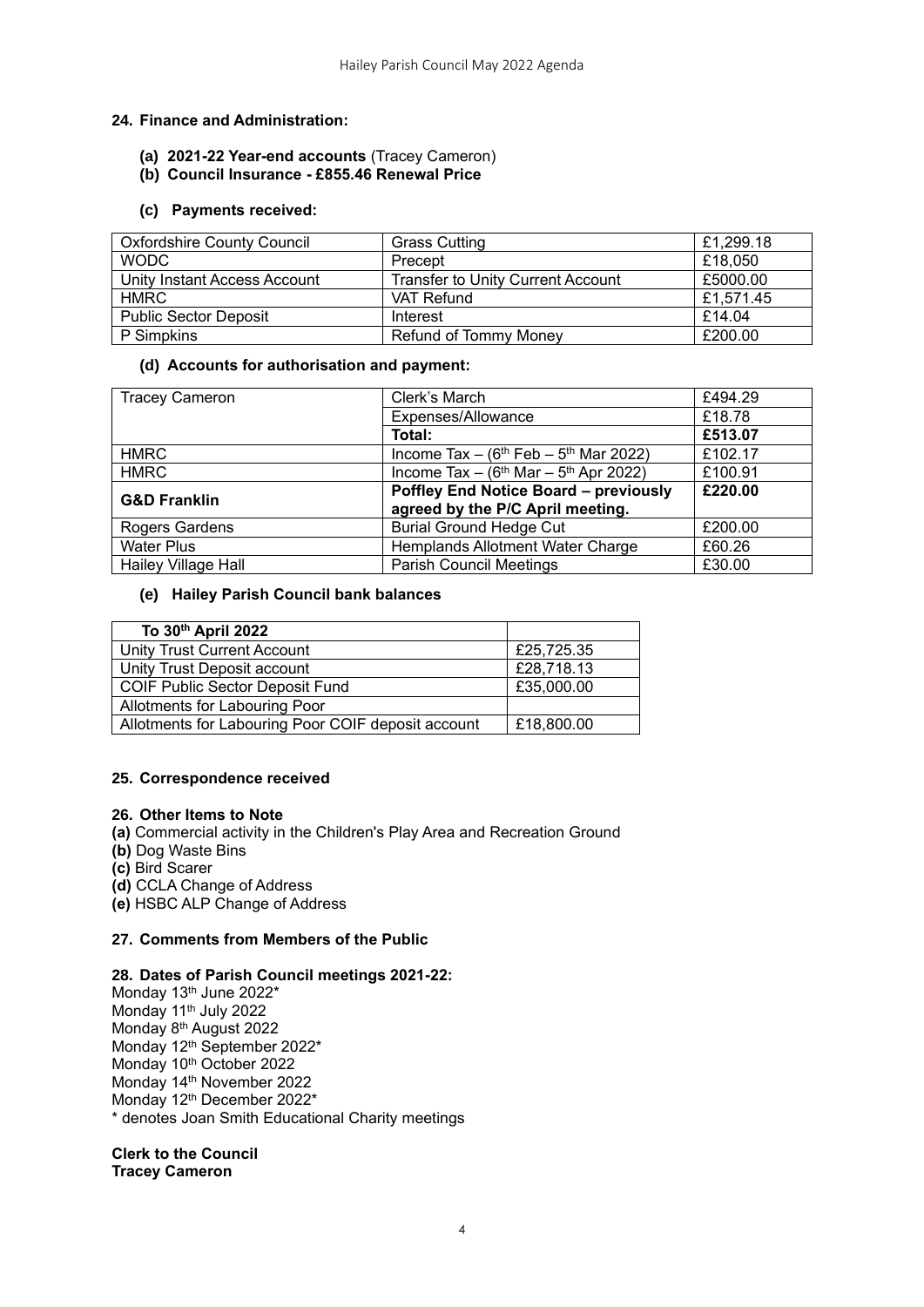## 24. Finance and Administration:

**(a) 2021-22 Year-end accounts** (Tracey Cameron)

**(b) Council Insurance - £855.46 Renewal Price**

**(c) Payments received:**

| Oxfordshire County Council | Grass Cutting | £1,299.18 |
|---|---|---|
| WODC | Precept | £18,050 |
| Unity Instant Access Account | Transfer to Unity Current Account | £5000.00 |
| HMRC | VAT Refund | £1,571.45 |
| Public Sector Deposit | Interest | £14.04 |
| P Simpkins | Refund of Tommy Money | £200.00 |

**(d) Accounts for authorisation and payment:**

| Tracey Cameron | Clerk's March | £494.29 |
|---|---|---|
| | Expenses/Allowance | £18.78 |
| | **Total:** | **£513.07** |
| HMRC | Income Tax – (6th Feb – 5th Mar 2022) | £102.17 |
| HMRC | Income Tax – (6th Mar – 5th Apr 2022) | £100.91 |
| **G&D Franklin** | **Poffley End Notice Board – previously agreed by the P/C April meeting.** | **£220.00** |
| Rogers Gardens | Burial Ground Hedge Cut | £200.00 |
| Water Plus | Hemplands Allotment Water Charge | £60.26 |
| Hailey Village Hall | Parish Council Meetings | £30.00 |

**(e) Hailey Parish Council bank balances**

| **To 30th April 2022** | |
|---|---|
| Unity Trust Current Account | £25,725.35 |
| Unity Trust Deposit account | £28,718.13 |
| COIF Public Sector Deposit Fund | £35,000.00 |
| Allotments for Labouring Poor | |
| Allotments for Labouring Poor COIF deposit account | £18,800.00 |

## 25. Correspondence received

## 26. Other Items to Note

**(a)** Commercial activity in the Children's Play Area and Recreation Ground
**(b)** Dog Waste Bins
**(c)** Bird Scarer
**(d)** CCLA Change of Address
**(e)** HSBC ALP Change of Address

## 27. Comments from Members of the Public

## 28. Dates of Parish Council meetings 2021-22:

Monday 13th June 2022*
Monday 11th July 2022
Monday 8th August 2022
Monday 12th September 2022*
Monday 10th October 2022
Monday 14th November 2022
Monday 12th December 2022*
* denotes Joan Smith Educational Charity meetings

**Clerk to the Council**
**Tracey Cameron**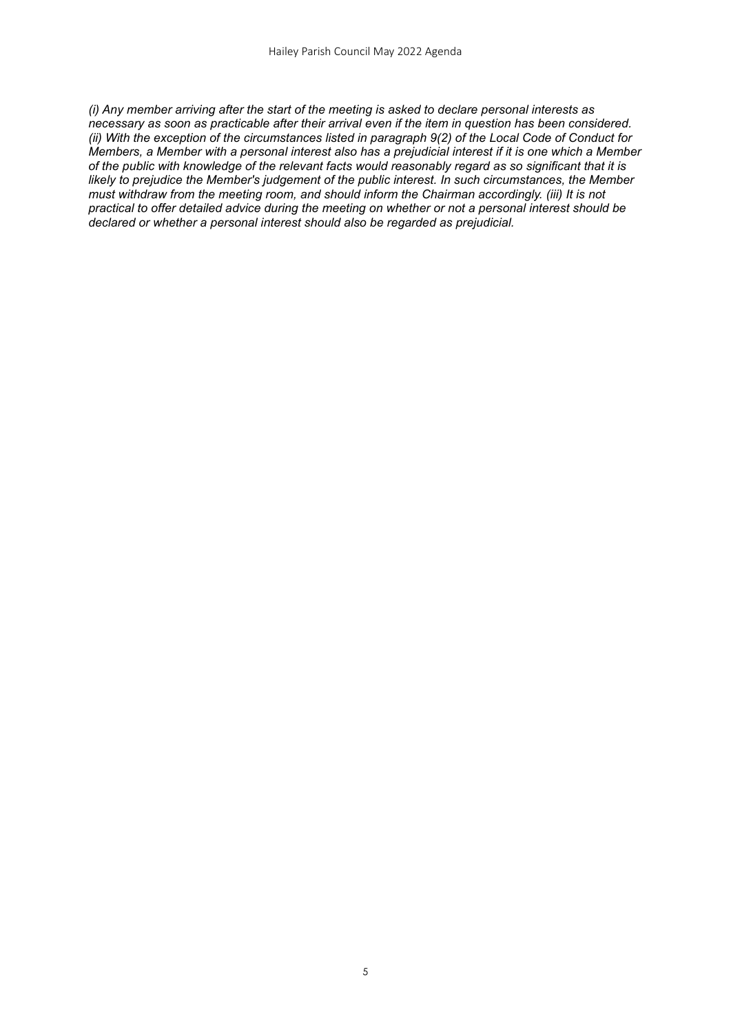*(i) Any member arriving after the start of the meeting is asked to declare personal interests as necessary as soon as practicable after their arrival even if the item in question has been considered. (ii) With the exception of the circumstances listed in paragraph 9(2) of the Local Code of Conduct for Members, a Member with a personal interest also has a prejudicial interest if it is one which a Member of the public with knowledge of the relevant facts would reasonably regard as so significant that it is likely to prejudice the Member's judgement of the public interest. In such circumstances, the Member must withdraw from the meeting room, and should inform the Chairman accordingly. (iii) It is not practical to offer detailed advice during the meeting on whether or not a personal interest should be declared or whether a personal interest should also be regarded as prejudicial.*